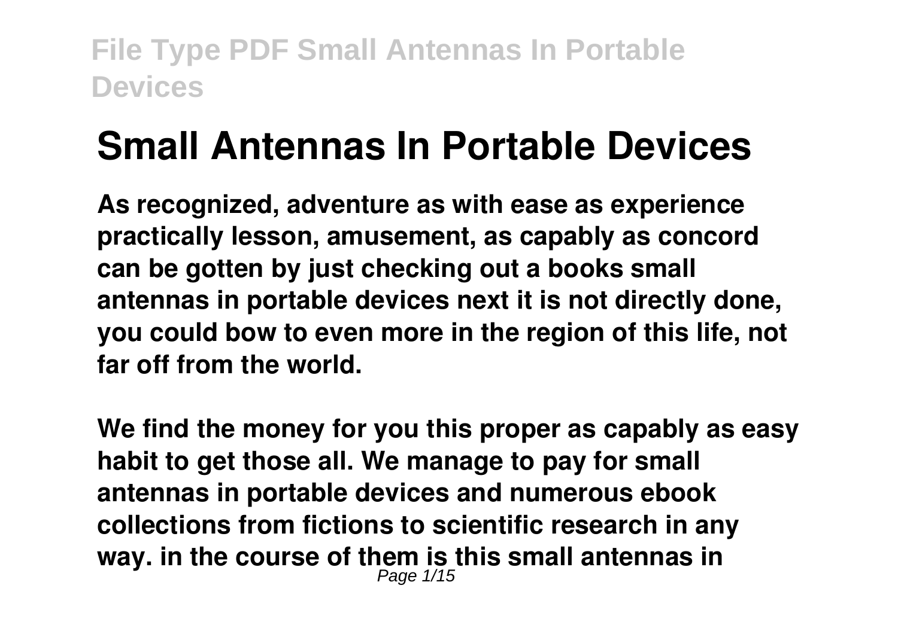# Small Antennas In Portable Devices

**As recognized, adventure as with ease as experience practically lesson, amusement, as capably as concord can be gotten by just checking out a books small antennas in portable devices next it is not directly done, you could bow to even more in the region of this life, not far off from the world.**

**We find the money for you this proper as capably as easy habit to get those all. We manage to pay for small antennas in portable devices and numerous ebook collections from fictions to scientific research in any way. in the course of them is this small antennas in**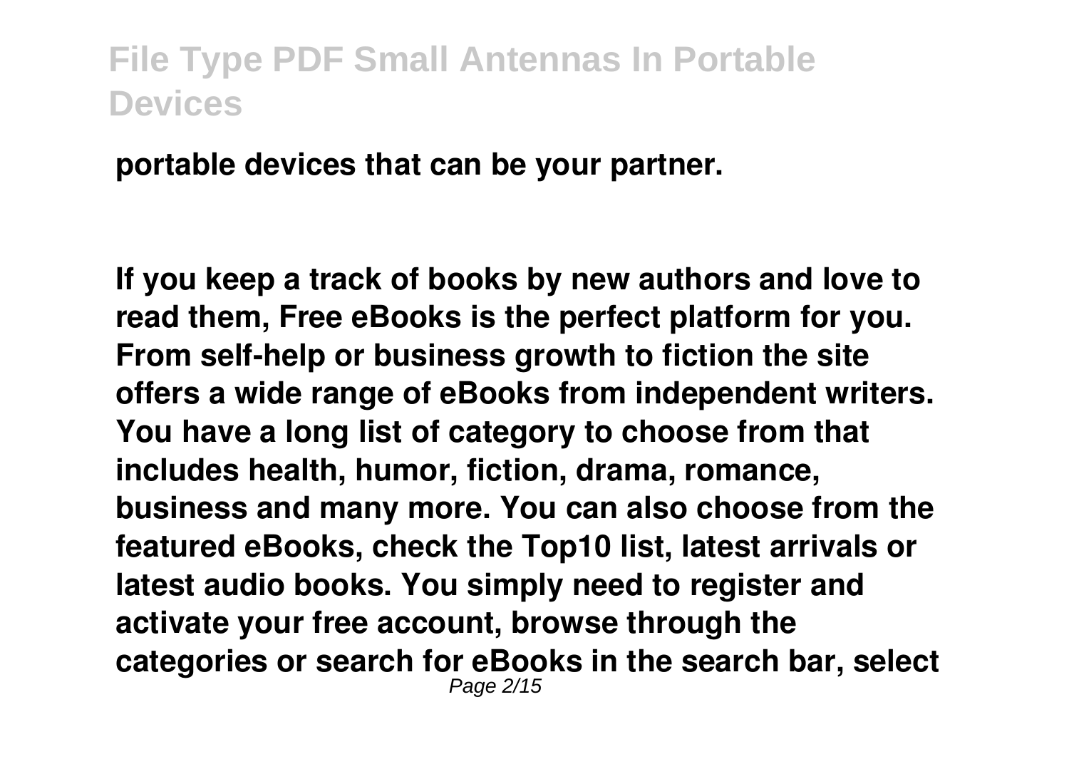**portable devices that can be your partner.**

**If you keep a track of books by new authors and love to read them, Free eBooks is the perfect platform for you. From self-help or business growth to fiction the site offers a wide range of eBooks from independent writers. You have a long list of category to choose from that includes health, humor, fiction, drama, romance, business and many more. You can also choose from the featured eBooks, check the Top10 list, latest arrivals or latest audio books. You simply need to register and activate your free account, browse through the categories or search for eBooks in the search bar, select**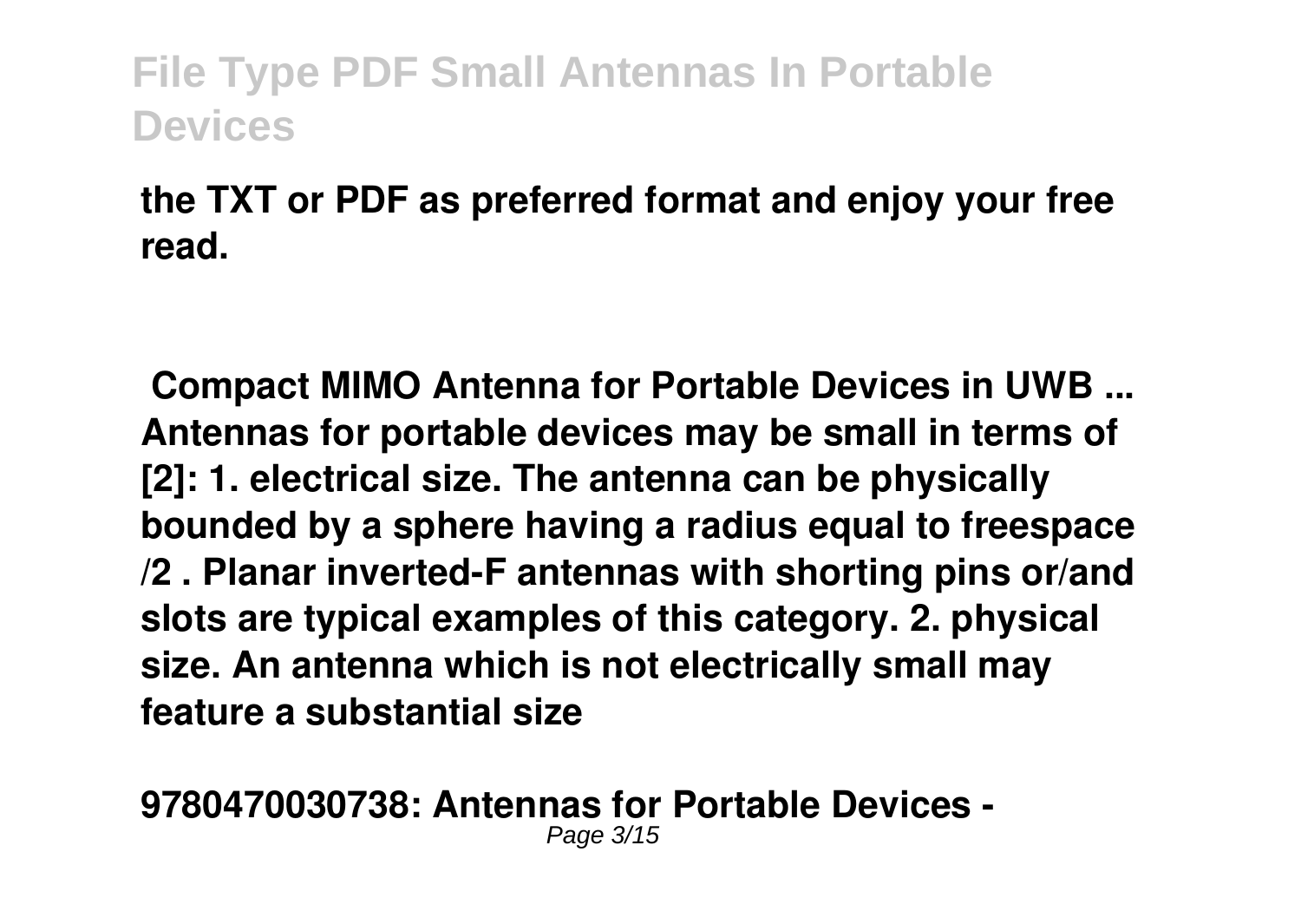the TXT or PDF as preferred format and enjoy your free read.

**Compact MIMO Antenna for Portable Devices in UWB ...**

Antennas for portable devices may be small in terms of [2]: 1. electrical size. The antenna can be physically bounded by a sphere having a radius equal to freespace /2 . Planar inverted-F antennas with shorting pins or/and slots are typical examples of this category. 2. physical size. An antenna which is not electrically small may feature a substantial size

**9780470030738: Antennas for Portable Devices -**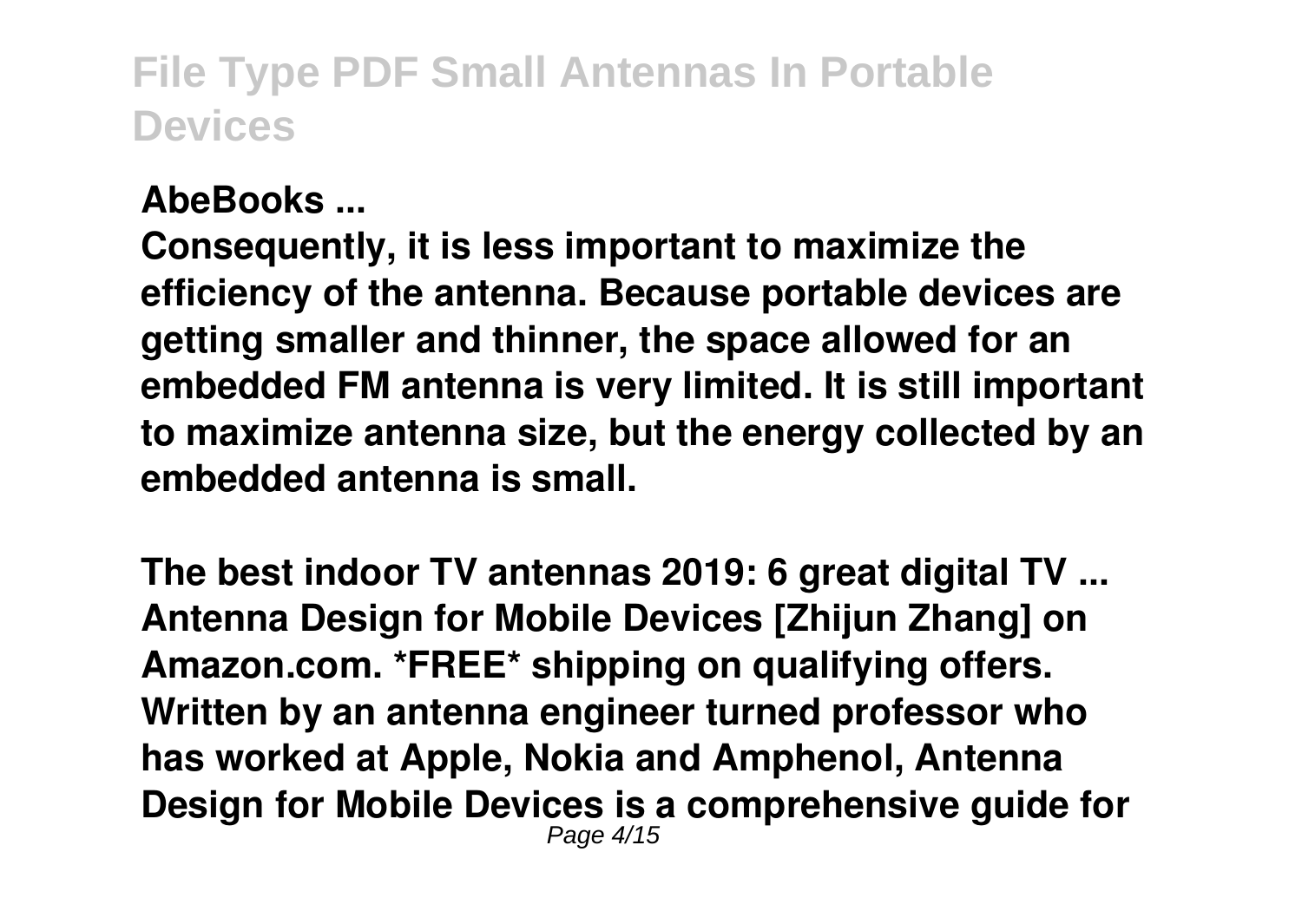**AbeBooks ...**

**Consequently, it is less important to maximize the efficiency of the antenna. Because portable devices are getting smaller and thinner, the space allowed for an embedded FM antenna is very limited. It is still important to maximize antenna size, but the energy collected by an embedded antenna is small.**

**The best indoor TV antennas 2019: 6 great digital TV ...**

**Antenna Design for Mobile Devices [Zhijun Zhang] on Amazon.com. *FREE* shipping on qualifying offers. Written by an antenna engineer turned professor who has worked at Apple, Nokia and Amphenol, Antenna Design for Mobile Devices is a comprehensive guide for**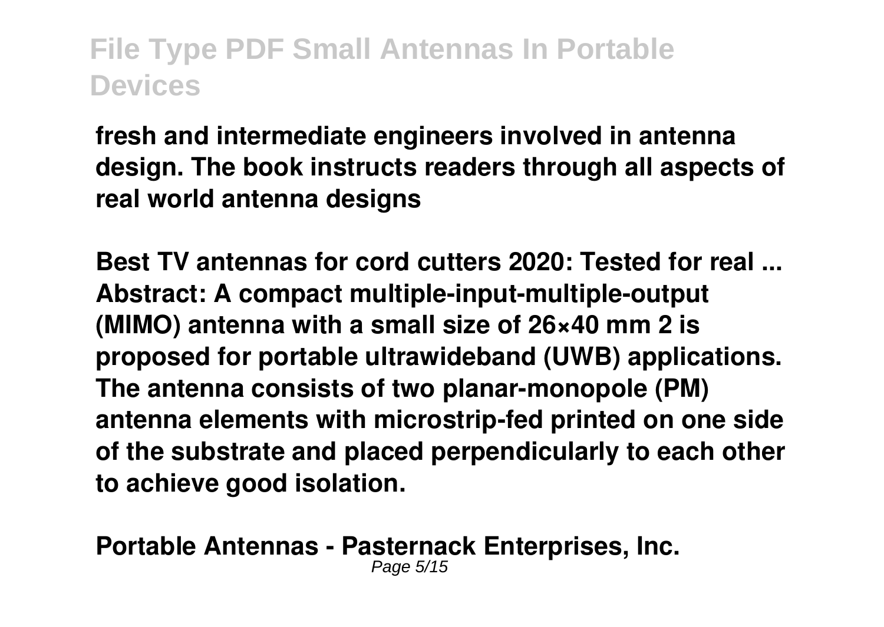**fresh and intermediate engineers involved in antenna design. The book instructs readers through all aspects of real world antenna designs**

**Best TV antennas for cord cutters 2020: Tested for real ...**
**Abstract: A compact multiple-input-multiple-output (MIMO) antenna with a small size of 26×40 mm 2 is proposed for portable ultrawideband (UWB) applications. The antenna consists of two planar-monopole (PM) antenna elements with microstrip-fed printed on one side of the substrate and placed perpendicularly to each other to achieve good isolation.**

**Portable Antennas - Pasternack Enterprises, Inc.**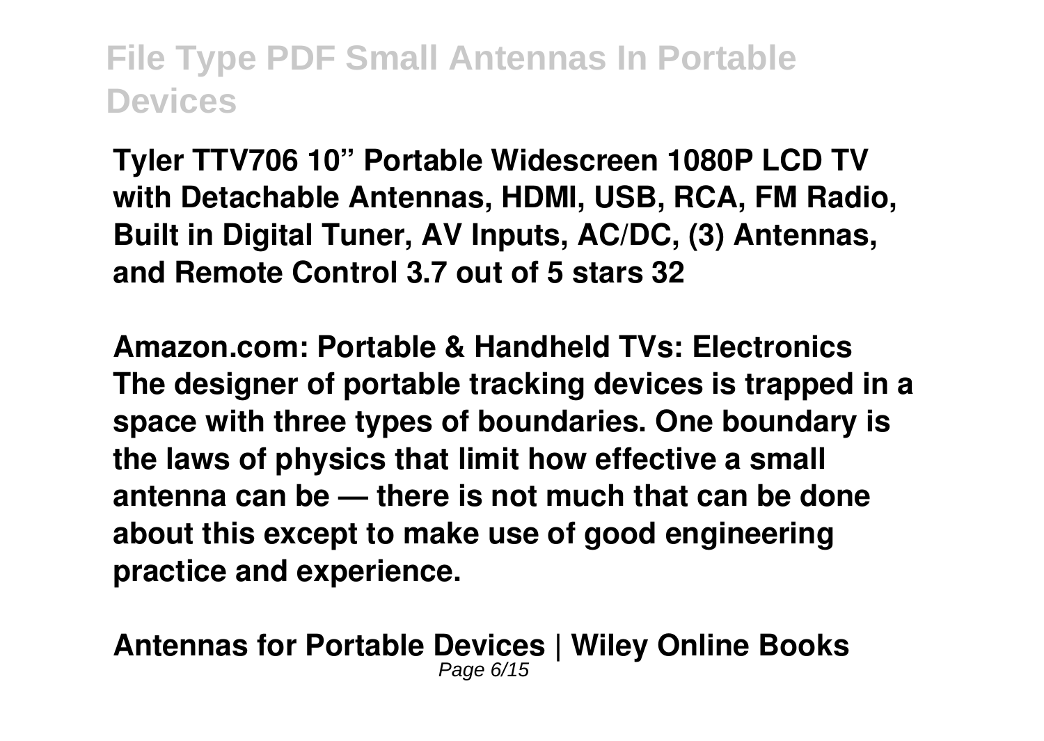**Tyler TTV706 10" Portable Widescreen 1080P LCD TV with Detachable Antennas, HDMI, USB, RCA, FM Radio, Built in Digital Tuner, AV Inputs, AC/DC, (3) Antennas, and Remote Control 3.7 out of 5 stars 32**

**Amazon.com: Portable & Handheld TVs: Electronics**
**The designer of portable tracking devices is trapped in a space with three types of boundaries. One boundary is the laws of physics that limit how effective a small antenna can be — there is not much that can be done about this except to make use of good engineering practice and experience.**

**Antennas for Portable Devices | Wiley Online Books**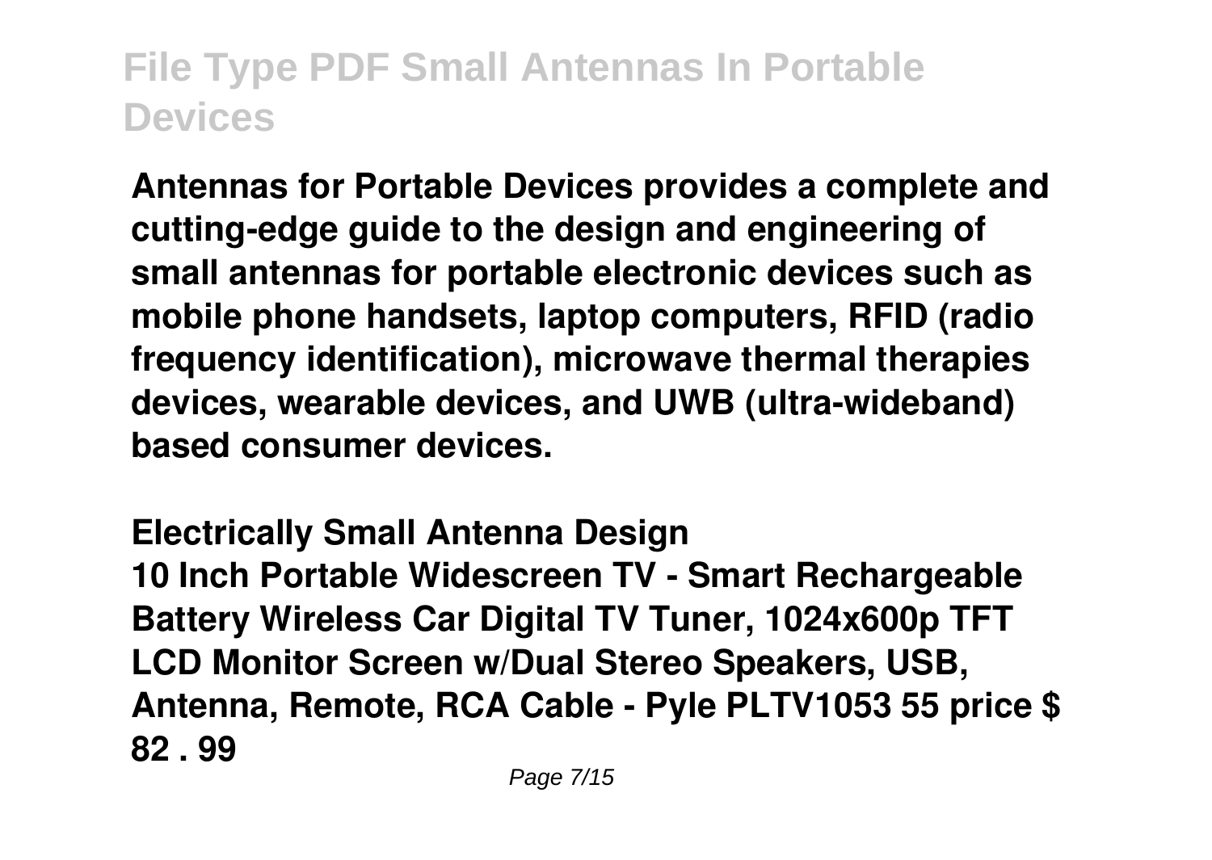Antennas for Portable Devices provides a complete and cutting-edge guide to the design and engineering of small antennas for portable electronic devices such as mobile phone handsets, laptop computers, RFID (radio frequency identification), microwave thermal therapies devices, wearable devices, and UWB (ultra-wideband) based consumer devices.

**Electrically Small Antenna Design**

10 Inch Portable Widescreen TV - Smart Rechargeable Battery Wireless Car Digital TV Tuner, 1024x600p TFT LCD Monitor Screen w/Dual Stereo Speakers, USB, Antenna, Remote, RCA Cable - Pyle PLTV1053 55 price $ 82 . 99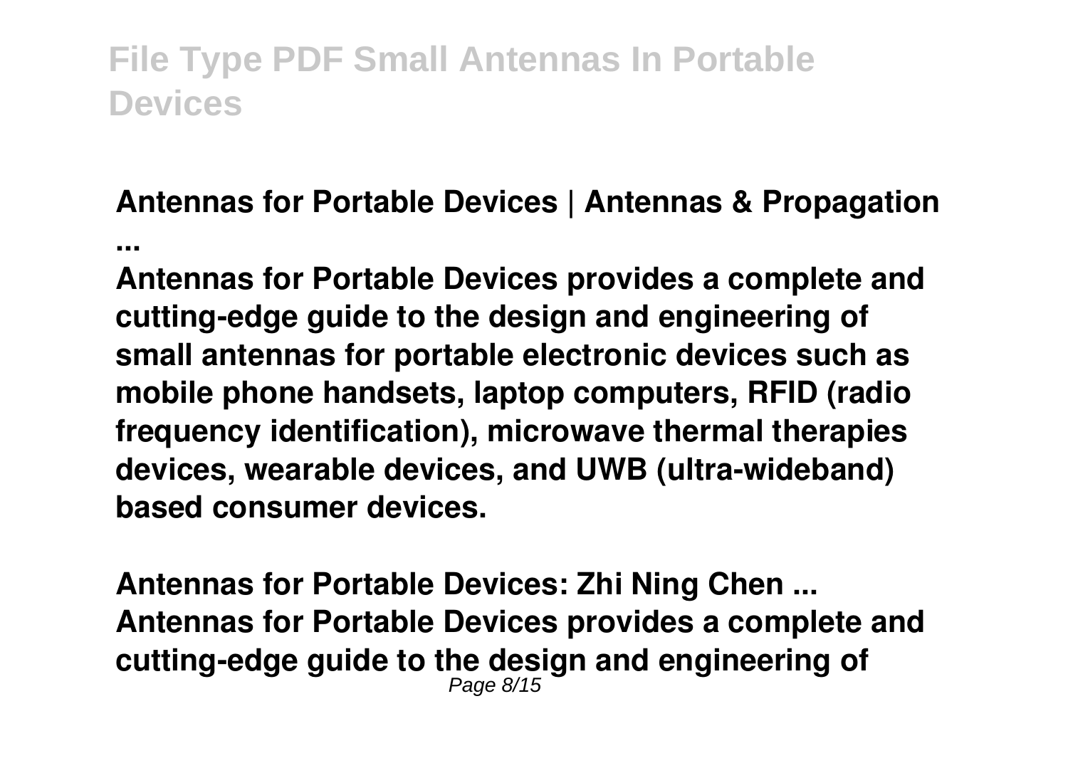**Antennas for Portable Devices | Antennas & Propagation ...**

**Antennas for Portable Devices provides a complete and cutting-edge guide to the design and engineering of small antennas for portable electronic devices such as mobile phone handsets, laptop computers, RFID (radio frequency identification), microwave thermal therapies devices, wearable devices, and UWB (ultra-wideband) based consumer devices.**

**Antennas for Portable Devices: Zhi Ning Chen ...**

**Antennas for Portable Devices provides a complete and cutting-edge guide to the design and engineering of**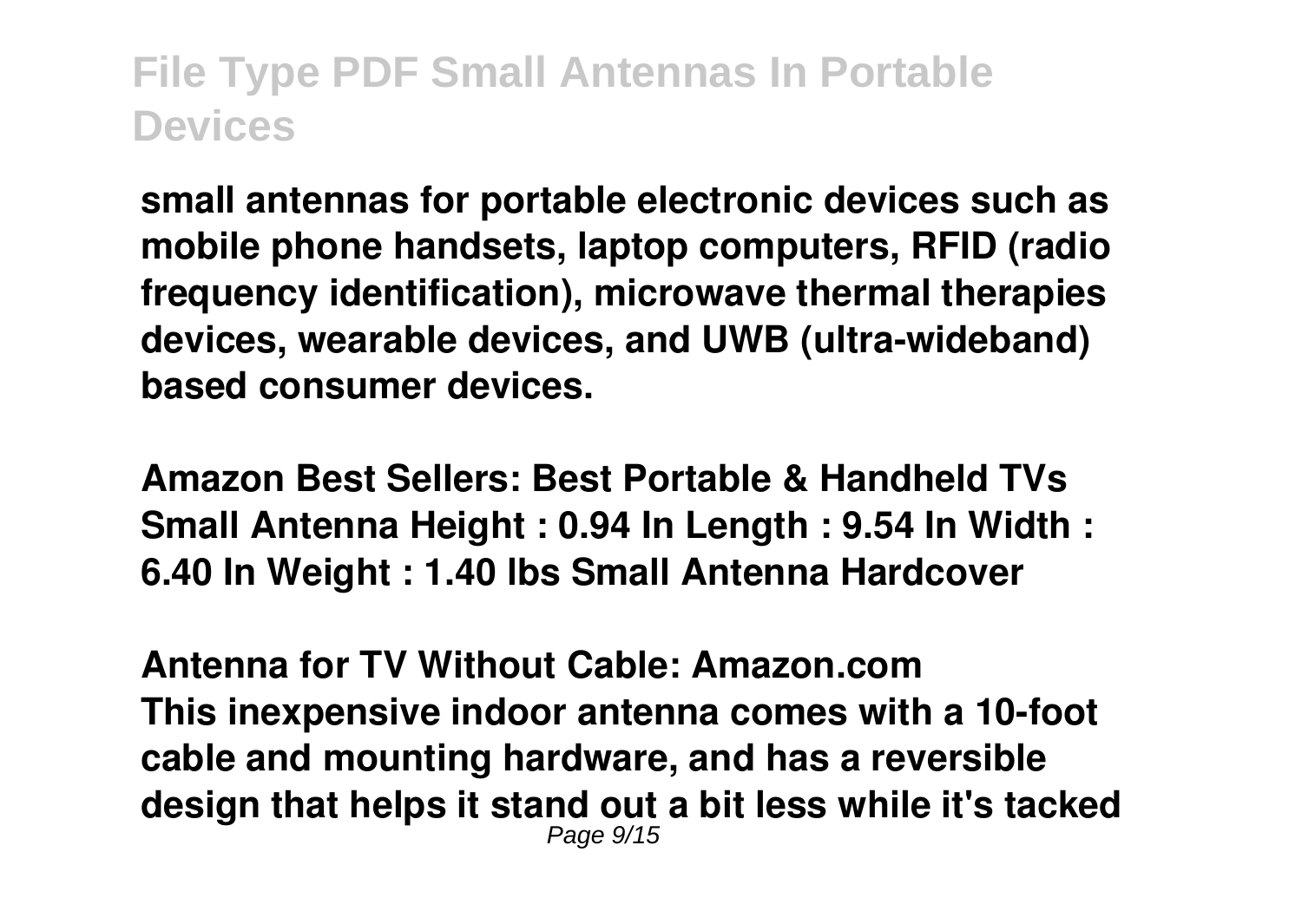small antennas for portable electronic devices such as mobile phone handsets, laptop computers, RFID (radio frequency identification), microwave thermal therapies devices, wearable devices, and UWB (ultra-wideband) based consumer devices.

**Amazon Best Sellers: Best Portable & Handheld TVs**
Small Antenna Height : 0.94 In Length : 9.54 In Width : 6.40 In Weight : 1.40 lbs Small Antenna Hardcover

**Antenna for TV Without Cable: Amazon.com**
This inexpensive indoor antenna comes with a 10-foot cable and mounting hardware, and has a reversible design that helps it stand out a bit less while it's tacked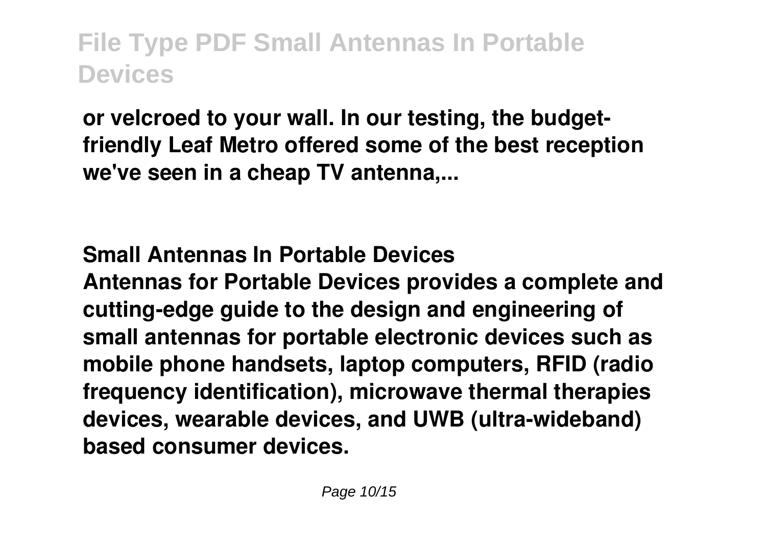**or velcroed to your wall. In our testing, the budget-friendly Leaf Metro offered some of the best reception we've seen in a cheap TV antenna,...**

## Small Antennas In Portable Devices

**Antennas for Portable Devices provides a complete and cutting-edge guide to the design and engineering of small antennas for portable electronic devices such as mobile phone handsets, laptop computers, RFID (radio frequency identification), microwave thermal therapies devices, wearable devices, and UWB (ultra-wideband) based consumer devices.**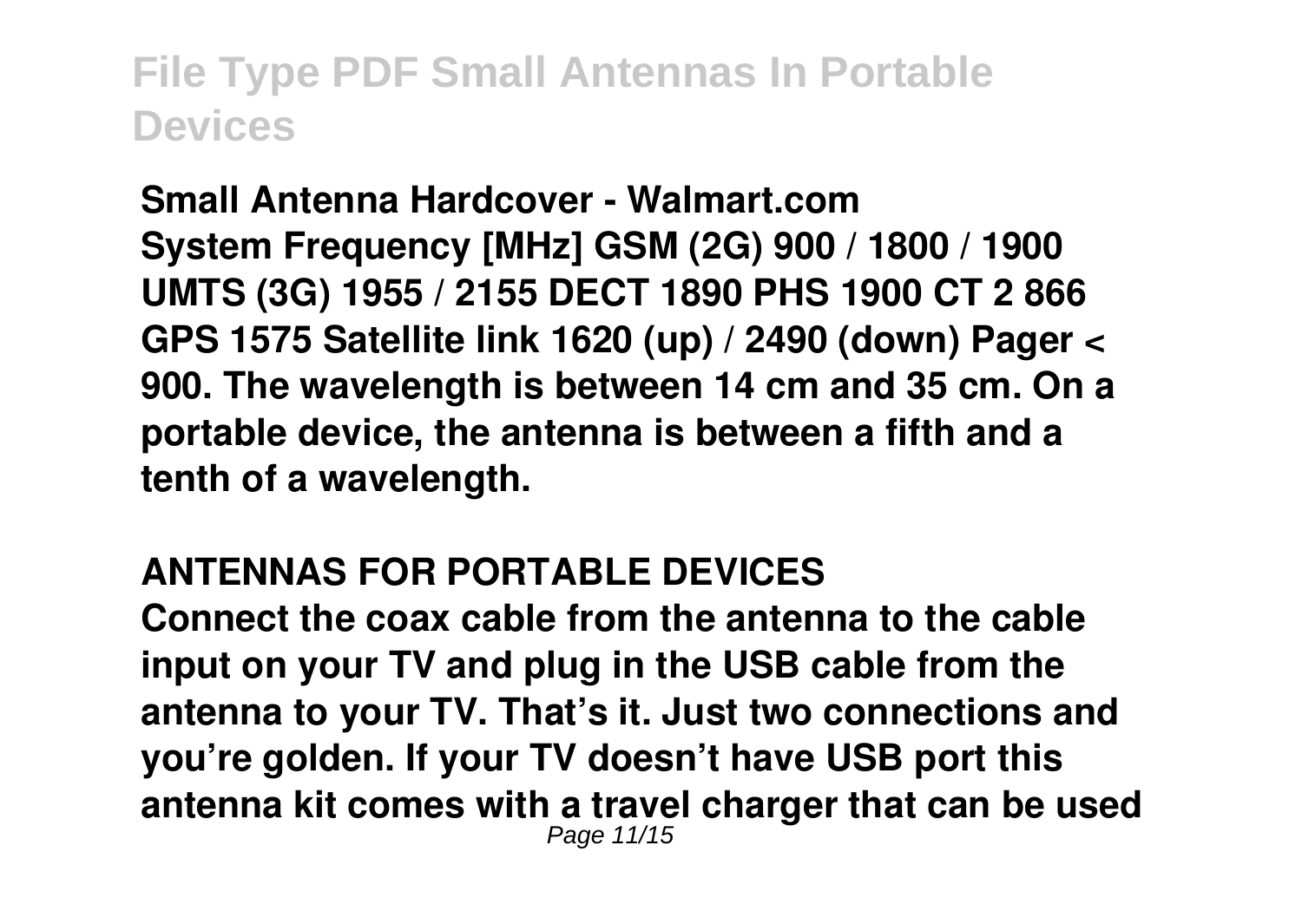**Small Antenna Hardcover - Walmart.com**

**System Frequency [MHz] GSM (2G) 900 / 1800 / 1900 UMTS (3G) 1955 / 2155 DECT 1890 PHS 1900 CT 2 866 GPS 1575 Satellite link 1620 (up) / 2490 (down) Pager < 900. The wavelength is between 14 cm and 35 cm. On a portable device, the antenna is between a fifth and a tenth of a wavelength.**

**ANTENNAS FOR PORTABLE DEVICES**

**Connect the coax cable from the antenna to the cable input on your TV and plug in the USB cable from the antenna to your TV. That's it. Just two connections and you're golden. If your TV doesn't have USB port this antenna kit comes with a travel charger that can be used**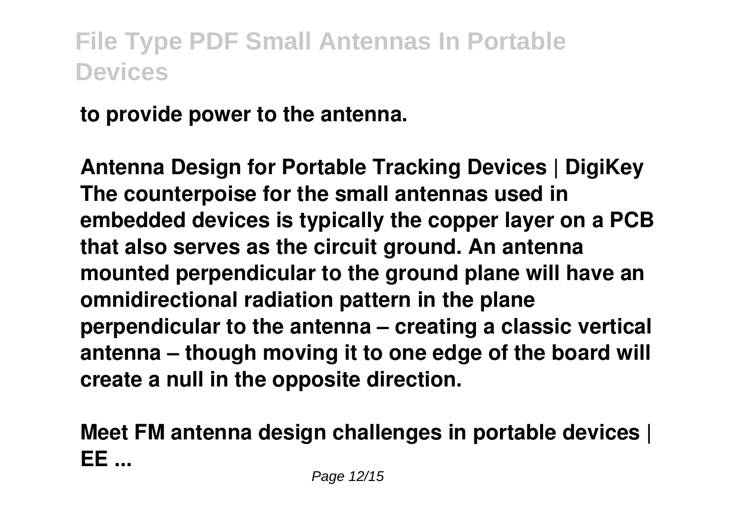**to provide power to the antenna.**

**Antenna Design for Portable Tracking Devices | DigiKey**
**The counterpoise for the small antennas used in embedded devices is typically the copper layer on a PCB that also serves as the circuit ground. An antenna mounted perpendicular to the ground plane will have an omnidirectional radiation pattern in the plane perpendicular to the antenna – creating a classic vertical antenna – though moving it to one edge of the board will create a null in the opposite direction.**

**Meet FM antenna design challenges in portable devices | EE ...**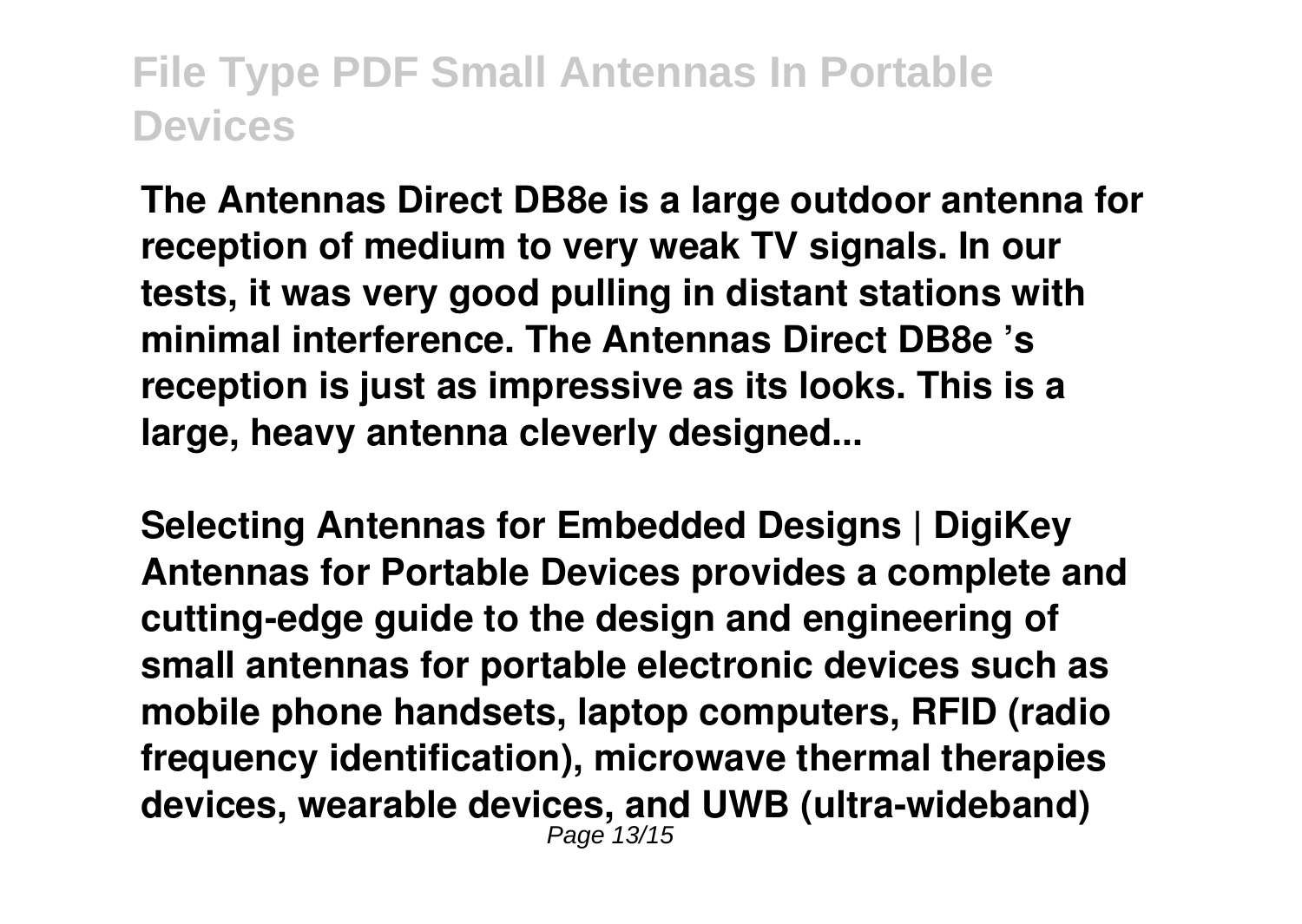**The Antennas Direct DB8e is a large outdoor antenna for reception of medium to very weak TV signals. In our tests, it was very good pulling in distant stations with minimal interference. The Antennas Direct DB8e 's reception is just as impressive as its looks. This is a large, heavy antenna cleverly designed...**

**Selecting Antennas for Embedded Designs | DigiKey**
**Antennas for Portable Devices provides a complete and cutting-edge guide to the design and engineering of small antennas for portable electronic devices such as mobile phone handsets, laptop computers, RFID (radio frequency identification), microwave thermal therapies devices, wearable devices, and UWB (ultra-wideband)**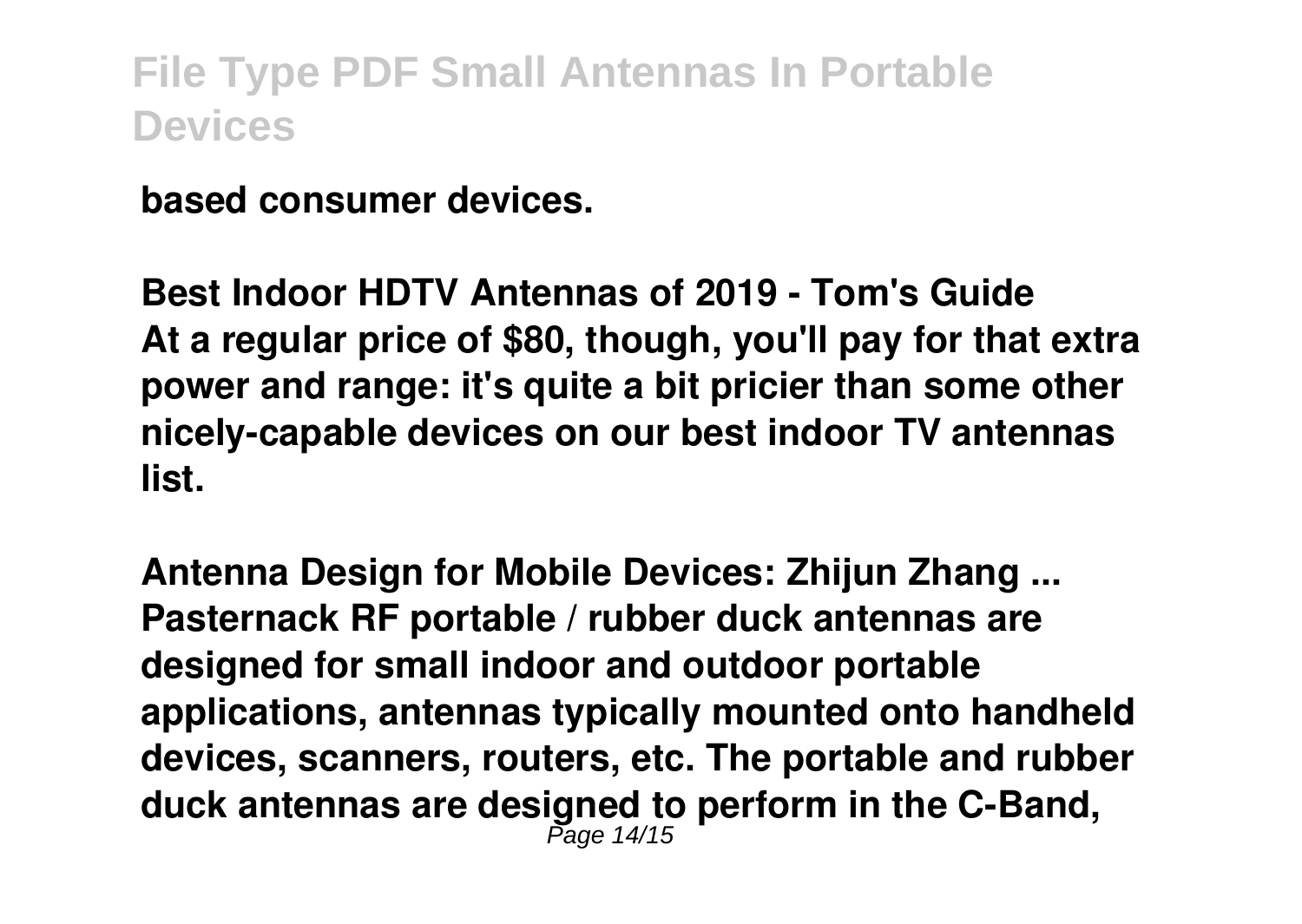based consumer devices.

**Best Indoor HDTV Antennas of 2019 - Tom's Guide**
At a regular price of $80, though, you'll pay for that extra power and range: it's quite a bit pricier than some other nicely-capable devices on our best indoor TV antennas list.

**Antenna Design for Mobile Devices: Zhijun Zhang ...**
Pasternack RF portable / rubber duck antennas are designed for small indoor and outdoor portable applications, antennas typically mounted onto handheld devices, scanners, routers, etc. The portable and rubber duck antennas are designed to perform in the C-Band,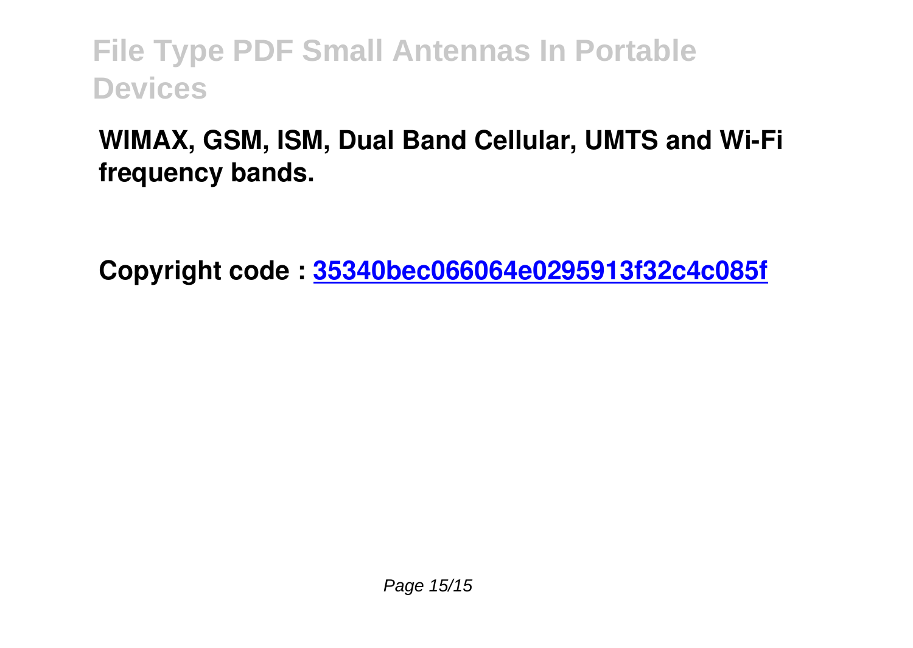**WIMAX, GSM, ISM, Dual Band Cellular, UMTS and Wi-Fi frequency bands.**

**Copyright code : 35340bec066064e0295913f32c4c085f**